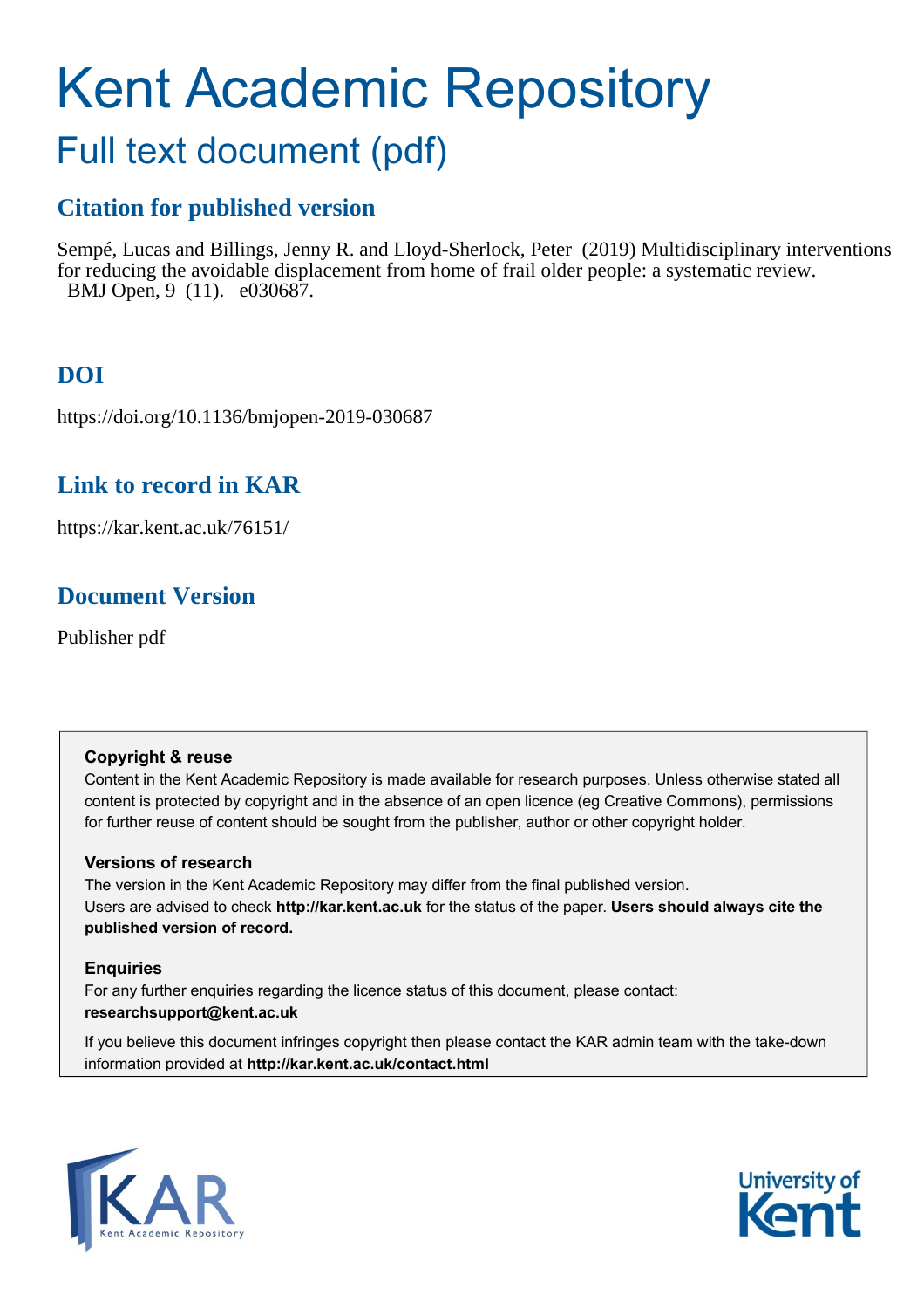# Kent Academic Repository

## Full text document (pdf)

### Citation for published version

Sempé, Lucas and Billings, Jenny R. and Lloyd-Sherlock, Peter (2019) Multidisciplinary interventions for reducing the avoidable displacement from home of frail older people: a systematic review. BMJ Open, 9 (11). e030687.

### DOI

https://doi.org/10.1136/bmjopen-2019-030687

### Link to record in KAR

https://kar.kent.ac.uk/76151/

### Document Version

Publisher pdf

**Copyright & reuse**

Content in the Kent Academic Repository is made available for research purposes. Unless otherwise stated all content is protected by copyright and in the absence of an open licence (eg Creative Commons), permissions for further reuse of content should be sought from the publisher, author or other copyright holder.

**Versions of research**

The version in the Kent Academic Repository may differ from the final published version. Users are advised to check **http://kar.kent.ac.uk** for the status of the paper. **Users should always cite the published version of record.**

**Enquiries**

For any further enquiries regarding the licence status of this document, please contact: **researchsupport@kent.ac.uk**

If you believe this document infringes copyright then please contact the KAR admin team with the take-down information provided at **http://kar.kent.ac.uk/contact.html**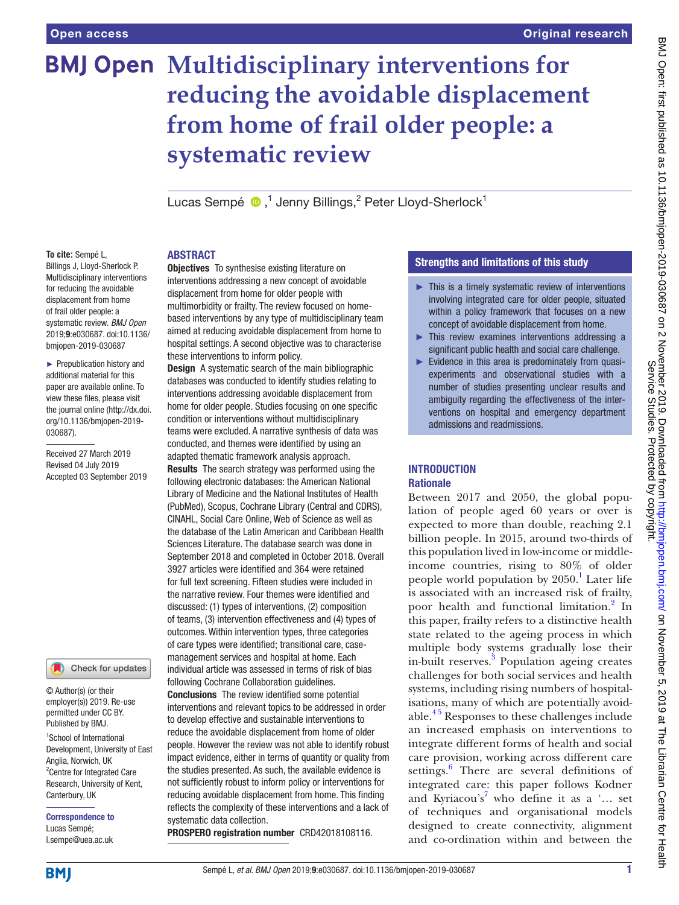# Multidisciplinary interventions for reducing the avoidable displacement from home of frail older people: a systematic review

Lucas Sempé,[1] Jenny Billings,[2] Peter Lloyd-Sherlock[1]

**To cite:** Sempé L, Billings J, Lloyd-Sherlock P. Multidisciplinary interventions for reducing the avoidable displacement from home of frail older people: a systematic review. *BMJ Open* 2019;**9**:e030687. doi:10.1136/bmjopen-2019-030687

► Prepublication history and additional material for this paper are available online. To view these files, please visit the journal online (http://dx.doi.org/10.1136/bmjopen-2019-030687).

Received 27 March 2019
Revised 04 July 2019
Accepted 03 September 2019

© Author(s) (or their employer(s)) 2019. Re-use permitted under CC BY. Published by BMJ.

[1]School of International Development, University of East Anglia, Norwich, UK
[2]Centre for Integrated Care Research, University of Kent, Canterbury, UK

**Correspondence to**
Lucas Sempé;
l.sempe@uea.ac.uk

## ABSTRACT

**Objectives** To synthesise existing literature on interventions addressing a new concept of avoidable displacement from home for older people with multimorbidity or frailty. The review focused on home-based interventions by any type of multidisciplinary team aimed at reducing avoidable displacement from home to hospital settings. A second objective was to characterise these interventions to inform policy.

**Design** A systematic search of the main bibliographic databases was conducted to identify studies relating to interventions addressing avoidable displacement from home for older people. Studies focusing on one specific condition or interventions without multidisciplinary teams were excluded. A narrative synthesis of data was conducted, and themes were identified by using an adapted thematic framework analysis approach.

**Results** The search strategy was performed using the following electronic databases: the American National Library of Medicine and the National Institutes of Health (PubMed), Scopus, Cochrane Library (Central and CDRS), CINAHL, Social Care Online, Web of Science as well as the database of the Latin American and Caribbean Health Sciences Literature. The database search was done in September 2018 and completed in October 2018. Overall 3927 articles were identified and 364 were retained for full text screening. Fifteen studies were included in the narrative review. Four themes were identified and discussed: (1) types of interventions, (2) composition of teams, (3) intervention effectiveness and (4) types of outcomes. Within intervention types, three categories of care types were identified; transitional care, case-management services and hospital at home. Each individual article was assessed in terms of risk of bias following Cochrane Collaboration guidelines.

**Conclusions** The review identified some potential interventions and relevant topics to be addressed in order to develop effective and sustainable interventions to reduce the avoidable displacement from home of older people. However the review was not able to identify robust impact evidence, either in terms of quantity or quality from the studies presented. As such, the available evidence is not sufficiently robust to inform policy or interventions for reducing avoidable displacement from home. This finding reflects the complexity of these interventions and a lack of systematic data collection.

**PROSPERO registration number** CRD42018108116.

## Strengths and limitations of this study

- ► This is a timely systematic review of interventions involving integrated care for older people, situated within a policy framework that focuses on a new concept of avoidable displacement from home.
- ► This review examines interventions addressing a significant public health and social care challenge.
- ► Evidence in this area is predominately from quasi-experiments and observational studies with a number of studies presenting unclear results and ambiguity regarding the effectiveness of the interventions on hospital and emergency department admissions and readmissions.

## INTRODUCTION

### Rationale

Between 2017 and 2050, the global population of people aged 60 years or over is expected to more than double, reaching 2.1 billion people. In 2015, around two-thirds of this population lived in low-income or middle-income countries, rising to 80% of older people world population by 2050.[1] Later life is associated with an increased risk of frailty, poor health and functional limitation.[2] In this paper, frailty refers to a distinctive health state related to the ageing process in which multiple body systems gradually lose their in-built reserves.[3] Population ageing creates challenges for both social services and health systems, including rising numbers of hospitalisations, many of which are potentially avoidable.[4,5] Responses to these challenges include an increased emphasis on interventions to integrate different forms of health and social care provision, working across different care settings.[6] There are several definitions of integrated care: this paper follows Kodner and Kyriacou's[7] who define it as a '… set of techniques and organisational models designed to create connectivity, alignment and co-ordination within and between the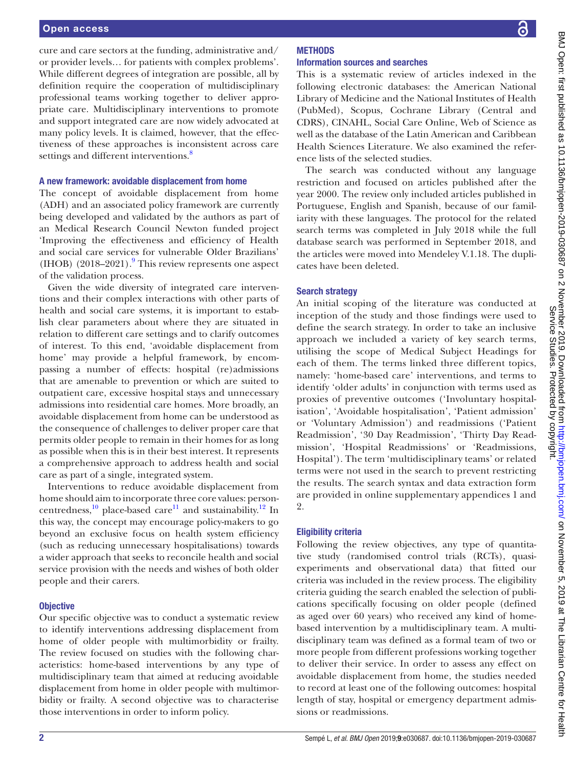cure and care sectors at the funding, administrative and/or provider levels… for patients with complex problems'. While different degrees of integration are possible, all by definition require the cooperation of multidisciplinary professional teams working together to deliver appropriate care. Multidisciplinary interventions to promote and support integrated care are now widely advocated at many policy levels. It is claimed, however, that the effectiveness of these approaches is inconsistent across care settings and different interventions.[8]

### A new framework: avoidable displacement from home

The concept of avoidable displacement from home (ADH) and an associated policy framework are currently being developed and validated by the authors as part of an Medical Research Council Newton funded project 'Improving the effectiveness and efficiency of Health and social care services for vulnerable Older Brazilians' (IHOB) (2018–2021).[9] This review represents one aspect of the validation process.

Given the wide diversity of integrated care interventions and their complex interactions with other parts of health and social care systems, it is important to establish clear parameters about where they are situated in relation to different care settings and to clarify outcomes of interest. To this end, 'avoidable displacement from home' may provide a helpful framework, by encompassing a number of effects: hospital (re)admissions that are amenable to prevention or which are suited to outpatient care, excessive hospital stays and unnecessary admissions into residential care homes. More broadly, an avoidable displacement from home can be understood as the consequence of challenges to deliver proper care that permits older people to remain in their homes for as long as possible when this is in their best interest. It represents a comprehensive approach to address health and social care as part of a single, integrated system.

Interventions to reduce avoidable displacement from home should aim to incorporate three core values: person-centredness,[10] place-based care[11] and sustainability.[12] In this way, the concept may encourage policy-makers to go beyond an exclusive focus on health system efficiency (such as reducing unnecessary hospitalisations) towards a wider approach that seeks to reconcile health and social service provision with the needs and wishes of both older people and their carers.

### Objective

Our specific objective was to conduct a systematic review to identify interventions addressing displacement from home of older people with multimorbidity or frailty. The review focused on studies with the following characteristics: home-based interventions by any type of multidisciplinary team that aimed at reducing avoidable displacement from home in older people with multimorbidity or frailty. A second objective was to characterise those interventions in order to inform policy.

## METHODS

### Information sources and searches

This is a systematic review of articles indexed in the following electronic databases: the American National Library of Medicine and the National Institutes of Health (PubMed), Scopus, Cochrane Library (Central and CDRS), CINAHL, Social Care Online, Web of Science as well as the database of the Latin American and Caribbean Health Sciences Literature. We also examined the reference lists of the selected studies.

The search was conducted without any language restriction and focused on articles published after the year 2000. The review only included articles published in Portuguese, English and Spanish, because of our familiarity with these languages. The protocol for the related search terms was completed in July 2018 while the full database search was performed in September 2018, and the articles were moved into Mendeley V.1.18. The duplicates have been deleted.

### Search strategy

An initial scoping of the literature was conducted at inception of the study and those findings were used to define the search strategy. In order to take an inclusive approach we included a variety of key search terms, utilising the scope of Medical Subject Headings for each of them. The terms linked three different topics, namely: 'home-based care' interventions, and terms to identify 'older adults' in conjunction with terms used as proxies of preventive outcomes ('Involuntary hospitalisation', 'Avoidable hospitalisation', 'Patient admission' or 'Voluntary Admission') and readmissions ('Patient Readmission', '30 Day Readmission', 'Thirty Day Readmission', 'Hospital Readmissions' or 'Readmissions, Hospital'). The term 'multidisciplinary teams' or related terms were not used in the search to prevent restricting the results. The search syntax and data extraction form are provided in online supplementary appendices 1 and 2.

### Eligibility criteria

Following the review objectives, any type of quantitative study (randomised control trials (RCTs), quasi-experiments and observational data) that fitted our criteria was included in the review process. The eligibility criteria guiding the search enabled the selection of publications specifically focusing on older people (defined as aged over 60 years) who received any kind of home-based intervention by a multidisciplinary team. A multidisciplinary team was defined as a formal team of two or more people from different professions working together to deliver their service. In order to assess any effect on avoidable displacement from home, the studies needed to record at least one of the following outcomes: hospital length of stay, hospital or emergency department admissions or readmissions.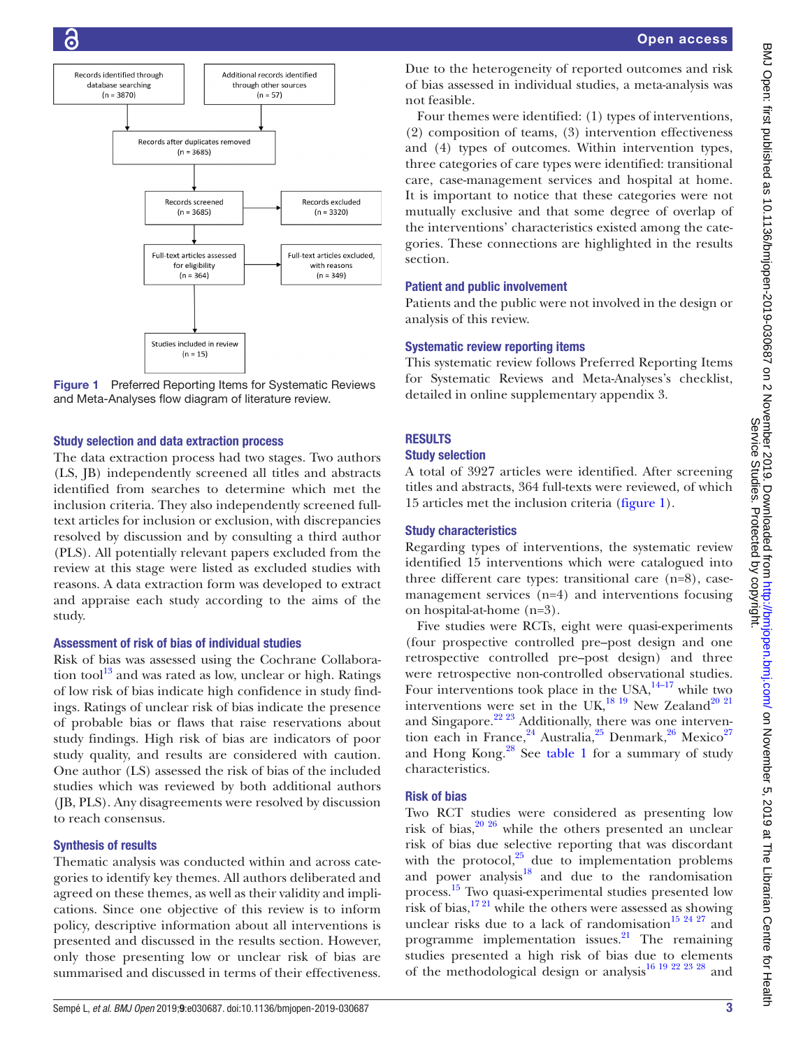Records identified through database searching (n = 3870)

Additional records identified through other sources (n = 57)

Records after duplicates removed (n = 3685)

Records screened (n = 3685)

Records excluded (n = 3320)

Full-text articles assessed for eligibility (n = 364)

Full-text articles excluded, with reasons (n = 349)

Studies included in review (n = 15)

**Figure 1** Preferred Reporting Items for Systematic Reviews and Meta-Analyses flow diagram of literature review.

### Study selection and data extraction process

The data extraction process had two stages. Two authors (LS, JB) independently screened all titles and abstracts identified from searches to determine which met the inclusion criteria. They also independently screened full-text articles for inclusion or exclusion, with discrepancies resolved by discussion and by consulting a third author (PLS). All potentially relevant papers excluded from the review at this stage were listed as excluded studies with reasons. A data extraction form was developed to extract and appraise each study according to the aims of the study.

### Assessment of risk of bias of individual studies

Risk of bias was assessed using the Cochrane Collaboration tool[13] and was rated as low, unclear or high. Ratings of low risk of bias indicate high confidence in study findings. Ratings of unclear risk of bias indicate the presence of probable bias or flaws that raise reservations about study findings. High risk of bias are indicators of poor study quality, and results are considered with caution. One author (LS) assessed the risk of bias of the included studies which was reviewed by both additional authors (JB, PLS). Any disagreements were resolved by discussion to reach consensus.

### Synthesis of results

Thematic analysis was conducted within and across categories to identify key themes. All authors deliberated and agreed on these themes, as well as their validity and implications. Since one objective of this review is to inform policy, descriptive information about all interventions is presented and discussed in the results section. However, only those presenting low or unclear risk of bias are summarised and discussed in terms of their effectiveness.

Due to the heterogeneity of reported outcomes and risk of bias assessed in individual studies, a meta-analysis was not feasible.

Four themes were identified: (1) types of interventions, (2) composition of teams, (3) intervention effectiveness and (4) types of outcomes. Within intervention types, three categories of care types were identified: transitional care, case-management services and hospital at home. It is important to notice that these categories were not mutually exclusive and that some degree of overlap of the interventions' characteristics existed among the categories. These connections are highlighted in the results section.

### Patient and public involvement

Patients and the public were not involved in the design or analysis of this review.

### Systematic review reporting items

This systematic review follows Preferred Reporting Items for Systematic Reviews and Meta-Analyses's checklist, detailed in online supplementary appendix 3.

## RESULTS

### Study selection

A total of 3927 articles were identified. After screening titles and abstracts, 364 full-texts were reviewed, of which 15 articles met the inclusion criteria (figure 1).

### Study characteristics

Regarding types of interventions, the systematic review identified 15 interventions which were catalogued into three different care types: transitional care (n=8), case-management services (n=4) and interventions focusing on hospital-at-home (n=3).

Five studies were RCTs, eight were quasi-experiments (four prospective controlled pre–post design and one retrospective controlled pre–post design) and three were retrospective non-controlled observational studies. Four interventions took place in the USA,[14–17] while two interventions were set in the UK,[18 19] New Zealand[20 21] and Singapore.[22 23] Additionally, there was one intervention each in France,[24] Australia,[25] Denmark,[26] Mexico[27] and Hong Kong.[28] See table 1 for a summary of study characteristics.

### Risk of bias

Two RCT studies were considered as presenting low risk of bias,[20 26] while the others presented an unclear risk of bias due selective reporting that was discordant with the protocol,[25] due to implementation problems and power analysis[18] and due to the randomisation process.[15] Two quasi-experimental studies presented low risk of bias,[17 21] while the others were assessed as showing unclear risks due to a lack of randomisation[15 24 27] and programme implementation issues.[21] The remaining studies presented a high risk of bias due to elements of the methodological design or analysis[16 19 22 23 28] and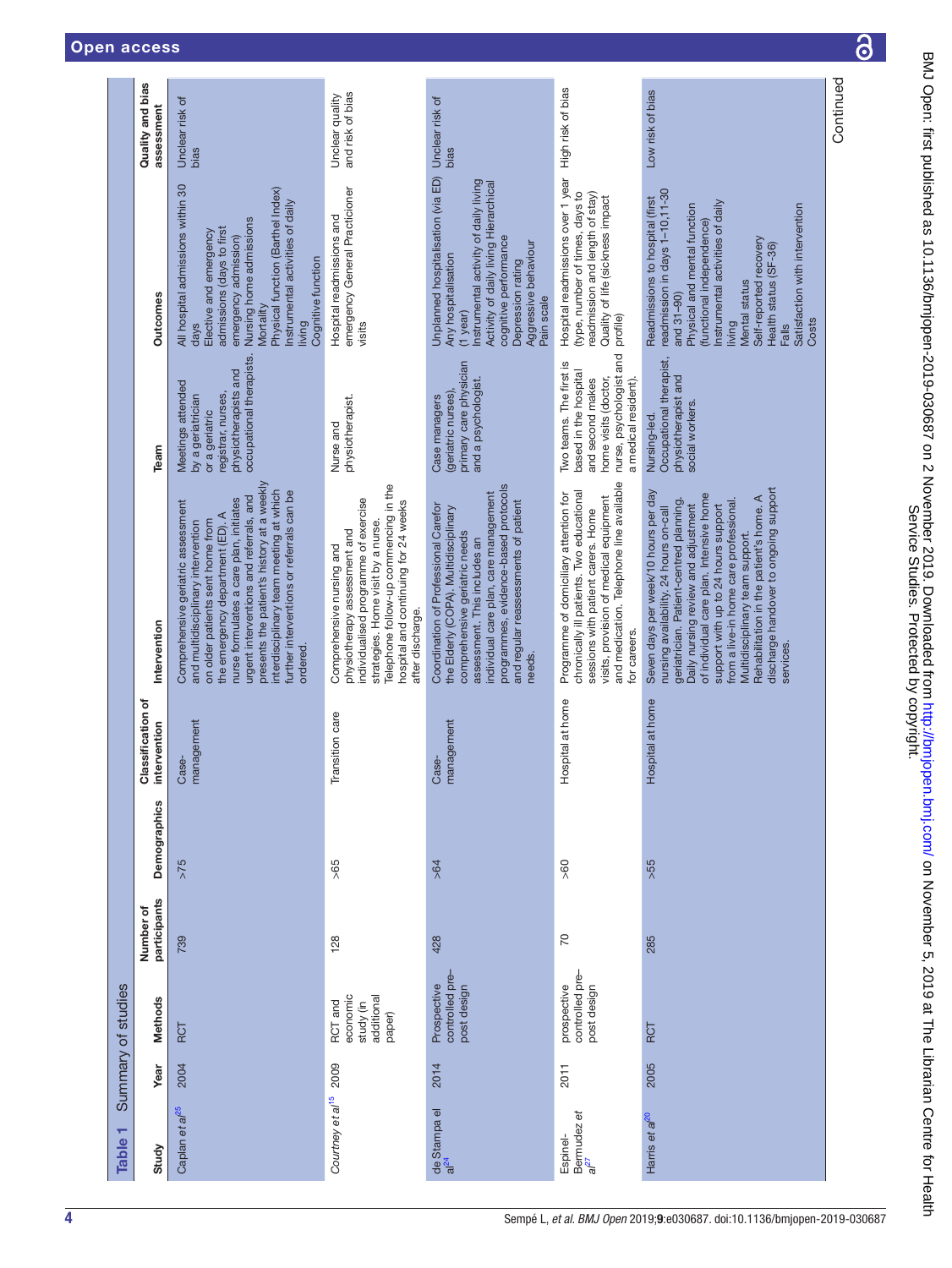**Table 1** Summary of studies

| Study | Year | Methods | Number of participants | Demographics | Classification of intervention | Intervention | Team | Outcomes | Quality and bias assessment |
|---|---|---|---|---|---|---|---|---|---|
| Caplan *et al*[25] | 2004 | RCT | 739 | >75 | Case-management | Comprehensive geriatric assessment and multidisciplinary intervention on older patients sent home from the emergency department (ED). A nurse formulates a care plan, initiates urgent interventions and referrals, and presents the patient's history at a weekly interdisciplinary team meeting at which further interventions or referrals can be ordered. | Meetings attended by a geriatrician or a geriatric registrar, nurses, physiotherapists and occupational therapists. | All hospital admissions within 30 days<br>Elective and emergency admissions (days to first emergency admission)<br>Nursing home admissions<br>Mortality<br>Physical function (Barthel Index)<br>Instrumental activities of daily living<br>Cognitive function | Unclear risk of bias |
| Courtney *et al*[15] | 2009 | RCT and economic study (in additional paper) | 128 | >65 | Transition care | Comprehensive nursing and physiotherapy assessment and individualised programme of exercise strategies. Home visit by a nurse. Telephone follow-up commencing in the hospital and continuing for 24 weeks after discharge. | Nurse and physiotherapist. | Hospital readmissions and emergency General Practicioner visits | Unclear quality and risk of bias |
| de Stampa el al[24] | 2014 | Prospective controlled pre–post design | 428 | >64 | Case-management | Coordination of Professional Carefor the Elderly (COPA). Multidisciplinary comprehensive geriatric needs assessment. This includes an individual care plan, care management programmes, evidence-based protocols and regular reassessments of patient needs. | Case managers (geriatric nurses), primary care physician and a psychologist. | Unplanned hospitalisation (via ED)<br>Any hospitalisation (1 year)<br>Instrumental activity of daily living<br>Activity of daily living Hierarchical cognitive performance<br>Depression rating<br>Aggressive behaviour<br>Pain scale | Unclear risk of bias |
| Espinel-Bermudez *et al*[27] | 2011 | prospective controlled pre–post design | 70 | >60 | Hospital at home | Programme of domiciliary attention for chronically ill patients. Two educational sessions with patient carers. Home visits, provision of medical equipment and medication. Telephone line available for careers. | Two teams. The first is based in the hospital and second makes home visits (doctor, nurse, psychologist and a medical resident). | Hospital readmissions over 1 year (type, number of times, days to readmission and length of stay)<br>Quality of life (sickness impact profile) | High risk of bias |
| Harris *et al*[20] | 2005 | RCT | 285 | >55 | Hospital at home | Seven days per week/10 hours per day nursing availability, 24 hours on-call geriatrician. Patient-centred planning. Daily nursing review and adjustment of individual care plan. Intensive home support with up to 24 hours support from a live-in home care professional. Multidisciplinary team support. Rehabilitation in the patient's home. A discharge handover to ongoing support services. | Nursing-led. Occupational therapist, physiotherapist and social workers. | Readmissions to hospital (first readmission in days 1–10,11-30 and 31–90)<br>Physical and mental function (functional independence)<br>Instrumental activities of daily living<br>Mental status<br>Self-reported recovery<br>Health status (SF-36)<br>Falls<br>Satisfaction with intervention<br>Costs | Low risk of bias |

Continued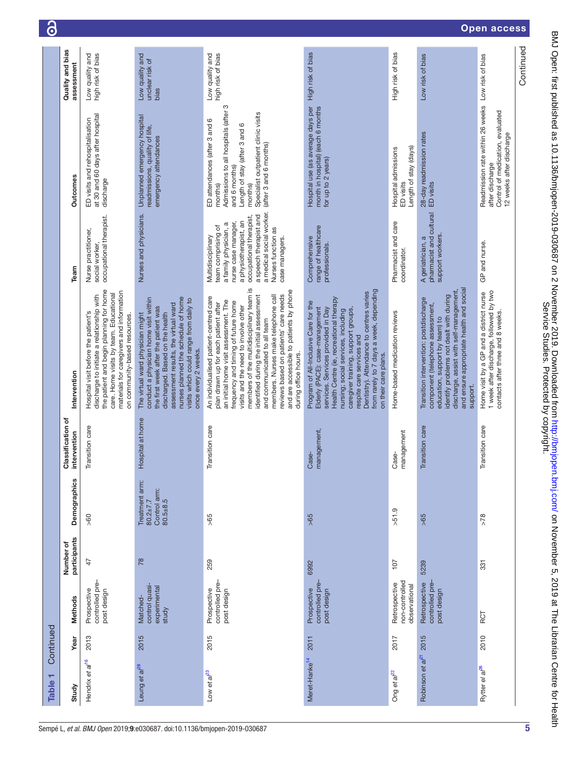**Table 1** Continued

| Study | Year | Methods | Number of participants | Demographics | Classification of intervention | Intervention | Team | Outcomes | Quality and bias assessment |
|---|---|---|---|---|---|---|---|---|---|
| Hendrix *et al*[16] | 2013 | Prospective controlled pre–post design | 47 | >60 | Transition care | Hospital visit before the patient's discharge to initiate a relationship with the patient and begin planning for home care. Home visits by team. Educational materials for caregivers and information on community-based resources. | Nurse practitioner, social worker, occupational therapist. | ED visits and rehospitalisation at 30 and 60 days after hospital discharge | Low quality and high risk of bias |
| Leung *et al*[28] | 2015 | Matched-control quasi-experimental study | 78 | Treatment arm: 80.2±7.7<br>Control arm: 80.5±8.5 | Hospital at home | The virtual ward physician might conduct a physician home visit within the first week after the patient was discharged. Based on the health assessment results, the virtual ward nurses planned the schedule of home visits which could range from daily to once every 2 weeks. | Nurses and physicians. | Unplanned emergency hospital readmissions, quality of life, emergency attendances | Low quality and unclear risk of bias |
| Low *et al*[23] | 2015 | Prospective controlled pre–post design | 259 | >65 | Transition care | An individualised patient-centred care plan drawn up for each patient after an initial home visit assessment. The frequency and timing of future home visits and the need to involve other members of the multidisciplinary team is identified during the initial assessment and communicated to all team members. Nurses make telephone call reviews based on patients' care needs and are accessible to patients by phone during office hours. | Multidisciplinary team comprising of a family physician, a nurse case manager, a physiotherapist, an occupational therapist, a speech therapist and a medical social worker. Nurses function as case managers. | ED attendances (after 3 and 6 months)<br>Admissions to all hospitals (after 3 and 6 months)<br>Length of stay (after 3 and 6 months)<br>Specialist outpatient clinic visits (after 3 and 6 months) | Low quality and high risk of bias |
| Meret-Hanke[14] | 2011 | Prospective controlled pre–post design | 6992 | >65 | Case-management, | Program of All-Inclusive Care for the Elderly (PACE): case-management services. Services provided in Day Health Centre (ie, recreational therapy nursing; social services, including caregiver training, support groups, respite care services and Dentistry). Attendance to centres varies from rarely to 7 days a week, depending on their care plans. | Comprehensive range of healthcare professionals. | Hospital use (as average days per month in hospital) (each 6 months for up to 2 years) | High risk of bias |
| Ong *et al*[22] | 2017 | Retrospective non-controlled observational | 107 | >51.9 | Case-management | Home-based medication reviews | Pharmacist and care coordinator. | Hospital admissions<br>ED visits<br>Length of stay (days) | High risk of bias |
| Robinson *et al*[21] | 2015 | Retrospective controlled pre–post design | 5239 | >65 | Transition care | Transition intervention: postdischarge component (telephone assessment, education, support by team) to identify problems not dealt with during discharge, assist with self-management, and ensure appropriate health and social support. | A geriatrician, a pharmacist and cultural support workers. | 28-day readmission rates<br>ED visits | Low risk of bias |
| Rytter *et al*[26] | 2010 | RCT | 331 | >78 | Transition care | Home visit by a GP and a district nurse 1 week after discharge, followed by two contacts after three and 8 weeks. | GP and nurse. | Readmission rate within 26 weeks after discharge<br>Control of medication, evaluated 12 weeks after discharge | Low risk of bias |

Continued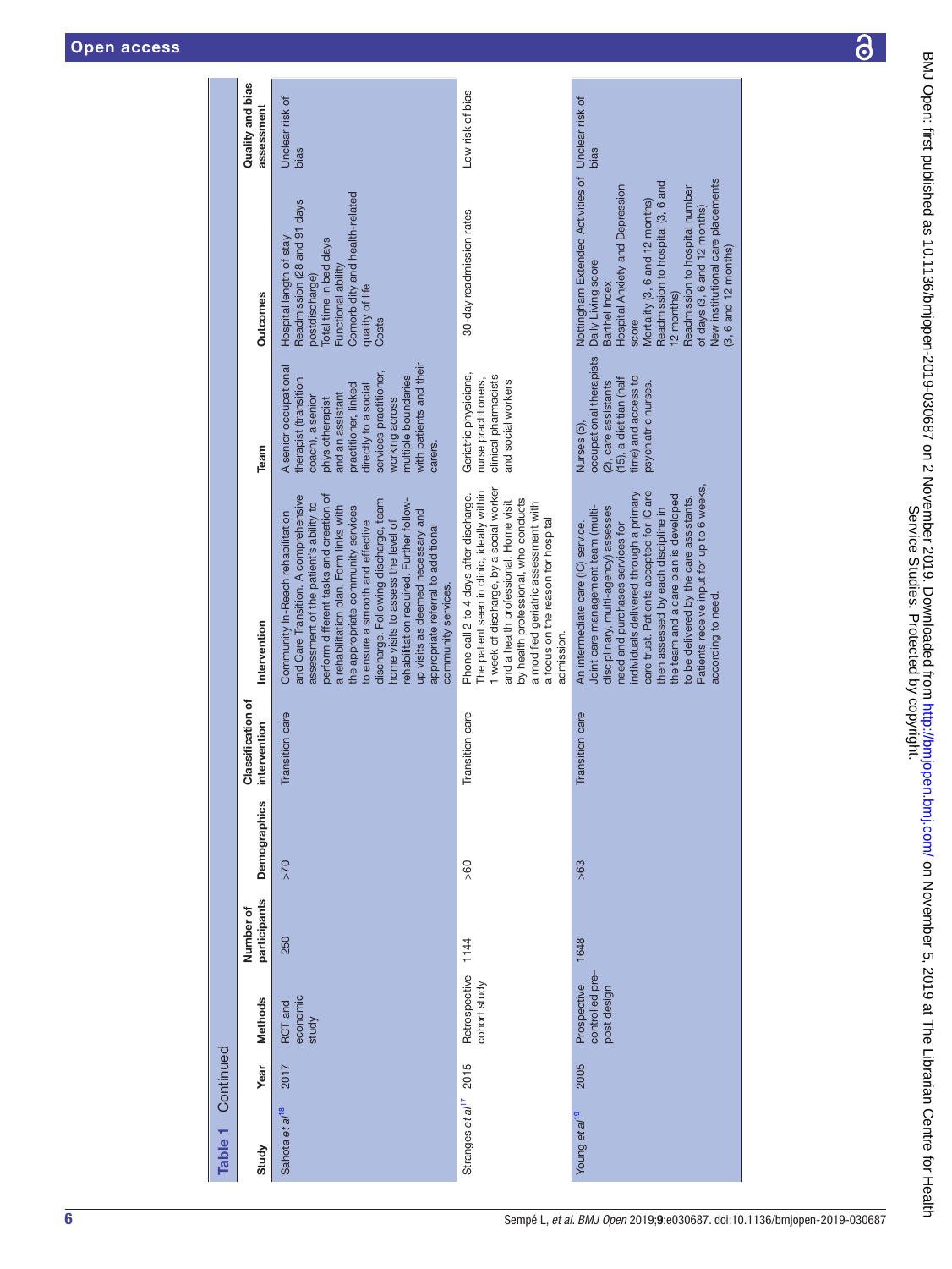**Table 1** Continued

| Study | Year | Methods | Number of participants | Demographics | Classification of intervention | Intervention | Team | Outcomes | Quality and bias assessment |
|---|---|---|---|---|---|---|---|---|---|
| Sahota *et al*[18] | 2017 | RCT and economic study | 250 | >70 | Transition care | Community In-Reach rehabilitation and Care Transition. A comprehensive assessment of the patient's ability to perform different tasks and creation of a rehabilitation plan. Form links with the appropriate community services to ensure a smooth and effective discharge. Following discharge, team home visits to assess the level of rehabilitation required. Further follow-up visits as deemed necessary and appropriate referral to additional community services. | A senior occupational therapist (transition coach), a senior physiotherapist and an assistant practitioner, linked directly to a social services practitioner, working across multiple boundaries with patients and their carers. | Hospital length of stay<br>Readmission (28 and 91 days postdischarge)<br>Total time in bed days<br>Functional ability<br>Comorbidity and health-related quality of life<br>Costs | Unclear risk of bias |
| Stranges *et al*[17] | 2015 | Retrospective cohort study | 1144 | >60 | Transition care | Phone call 2 to 4 days after discharge. The patient seen in clinic, ideally within 1 week of discharge, by a social worker and a health professional. Home visit by health professional, who conducts a modified geriatric assessment with a focus on the reason for hospital admission. | Geriatric physicians, nurse practitioners, clinical pharmacists and social workers | 30-day readmission rates | Low risk of bias |
| Young *et al*[19] | 2005 | Prospective controlled pre–post design | 1648 | >63 | Transition care | An intermediate care (IC) service. Joint care management team (multi-disciplinary, multi-agency) assesses need and purchases services for individuals delivered through a primary care trust. Patients accepted for IC are then assessed by each discipline in the team and a care plan is developed to be delivered by the care assistants. Patients receive input for up to 6 weeks, according to need. | Nurses (5), occupational therapists (2), care assistants (15), a dietitian (half time) and access to psychiatric nurses. | Nottingham Extended Activities of Daily Living score<br>Barthel Index<br>Hospital Anxiety and Depression score<br>Mortality (3, 6 and 12 months)<br>Readmission to hospital (3, 6 and 12 months)<br>Readmission to hospital number of days (3, 6 and 12 months)<br>New institutional care placements (3, 6 and 12 months) | Unclear risk of bias |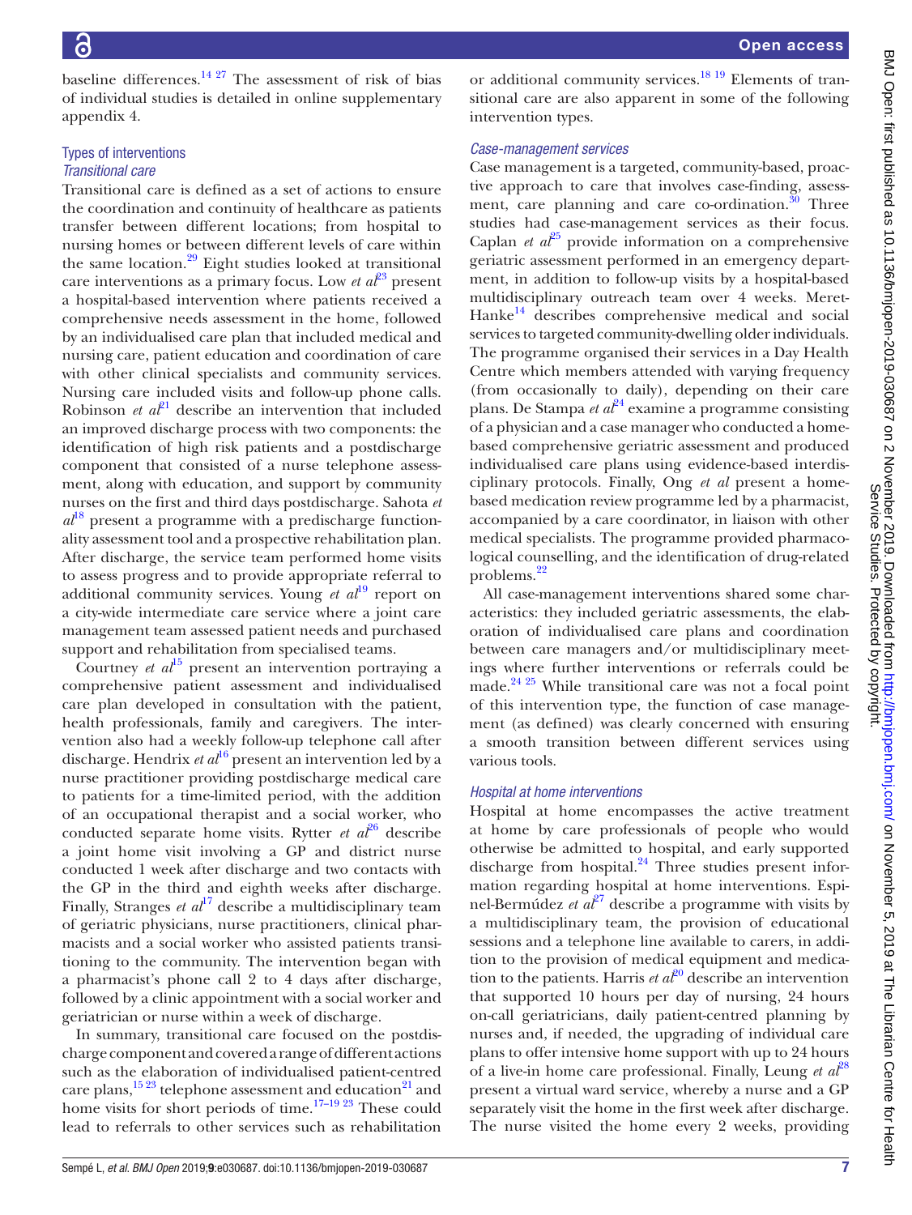baseline differences.[14 27] The assessment of risk of bias of individual studies is detailed in online supplementary appendix 4.

## Types of interventions

### Transitional care

Transitional care is defined as a set of actions to ensure the coordination and continuity of healthcare as patients transfer between different locations; from hospital to nursing homes or between different levels of care within the same location.[29] Eight studies looked at transitional care interventions as a primary focus. Low *et al*[23] present a hospital-based intervention where patients received a comprehensive needs assessment in the home, followed by an individualised care plan that included medical and nursing care, patient education and coordination of care with other clinical specialists and community services. Nursing care included visits and follow-up phone calls. Robinson *et al*[21] describe an intervention that included an improved discharge process with two components: the identification of high risk patients and a postdischarge component that consisted of a nurse telephone assessment, along with education, and support by community nurses on the first and third days postdischarge. Sahota *et al*[18] present a programme with a predischarge functionality assessment tool and a prospective rehabilitation plan. After discharge, the service team performed home visits to assess progress and to provide appropriate referral to additional community services. Young *et al*[19] report on a city-wide intermediate care service where a joint care management team assessed patient needs and purchased support and rehabilitation from specialised teams.

Courtney *et al*[15] present an intervention portraying a comprehensive patient assessment and individualised care plan developed in consultation with the patient, health professionals, family and caregivers. The intervention also had a weekly follow-up telephone call after discharge. Hendrix *et al*[16] present an intervention led by a nurse practitioner providing postdischarge medical care to patients for a time-limited period, with the addition of an occupational therapist and a social worker, who conducted separate home visits. Rytter *et al*[26] describe a joint home visit involving a GP and district nurse conducted 1 week after discharge and two contacts with the GP in the third and eighth weeks after discharge. Finally, Stranges *et al*[17] describe a multidisciplinary team of geriatric physicians, nurse practitioners, clinical pharmacists and a social worker who assisted patients transitioning to the community. The intervention began with a pharmacist's phone call 2 to 4 days after discharge, followed by a clinic appointment with a social worker and geriatrician or nurse within a week of discharge.

In summary, transitional care focused on the postdischarge component and covered a range of different actions such as the elaboration of individualised patient-centred care plans,[15 23] telephone assessment and education[21] and home visits for short periods of time.[17–19 23] These could lead to referrals to other services such as rehabilitation or additional community services.[18 19] Elements of transitional care are also apparent in some of the following intervention types.

### Case-management services

Case management is a targeted, community-based, proactive approach to care that involves case-finding, assessment, care planning and care co-ordination.[30] Three studies had case-management services as their focus. Caplan *et al*[25] provide information on a comprehensive geriatric assessment performed in an emergency department, in addition to follow-up visits by a hospital-based multidisciplinary outreach team over 4 weeks. Meret-Hanke[14] describes comprehensive medical and social services to targeted community-dwelling older individuals. The programme organised their services in a Day Health Centre which members attended with varying frequency (from occasionally to daily), depending on their care plans. De Stampa *et al*[24] examine a programme consisting of a physician and a case manager who conducted a home-based comprehensive geriatric assessment and produced individualised care plans using evidence-based interdisciplinary protocols. Finally, Ong *et al* present a home-based medication review programme led by a pharmacist, accompanied by a care coordinator, in liaison with other medical specialists. The programme provided pharmacological counselling, and the identification of drug-related problems.[22]

All case-management interventions shared some characteristics: they included geriatric assessments, the elaboration of individualised care plans and coordination between care managers and/or multidisciplinary meetings where further interventions or referrals could be made.[24 25] While transitional care was not a focal point of this intervention type, the function of case management (as defined) was clearly concerned with ensuring a smooth transition between different services using various tools.

### Hospital at home interventions

Hospital at home encompasses the active treatment at home by care professionals of people who would otherwise be admitted to hospital, and early supported discharge from hospital.[24] Three studies present information regarding hospital at home interventions. Espinel-Bermúdez *et al*[27] describe a programme with visits by a multidisciplinary team, the provision of educational sessions and a telephone line available to carers, in addition to the provision of medical equipment and medication to the patients. Harris *et al*[20] describe an intervention that supported 10 hours per day of nursing, 24 hours on-call geriatricians, daily patient-centred planning by nurses and, if needed, the upgrading of individual care plans to offer intensive home support with up to 24 hours of a live-in home care professional. Finally, Leung *et al*[28] present a virtual ward service, whereby a nurse and a GP separately visit the home in the first week after discharge. The nurse visited the home every 2 weeks, providing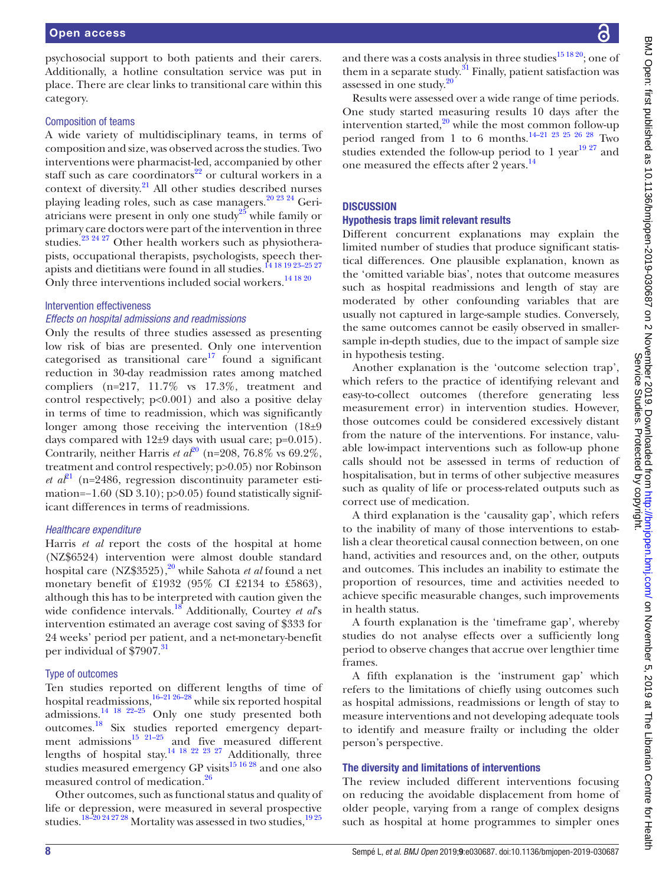psychosocial support to both patients and their carers. Additionally, a hotline consultation service was put in place. There are clear links to transitional care within this category.

### Composition of teams

A wide variety of multidisciplinary teams, in terms of composition and size, was observed across the studies. Two interventions were pharmacist-led, accompanied by other staff such as care coordinators[22] or cultural workers in a context of diversity.[21] All other studies described nurses playing leading roles, such as case managers.[20 23 24] Geriatricians were present in only one study[25] while family or primary care doctors were part of the intervention in three studies.[23 24 27] Other health workers such as physiotherapists, occupational therapists, psychologists, speech therapists and dietitians were found in all studies.[14 18 19 23–25 27] Only three interventions included social workers.[14 18 20]

### Intervention effectiveness

#### *Effects on hospital admissions and readmissions*

Only the results of three studies assessed as presenting low risk of bias are presented. Only one intervention categorised as transitional care[17] found a significant reduction in 30-day readmission rates among matched compliers (n=217, 11.7% vs 17.3%, treatment and control respectively; p<0.001) and also a positive delay in terms of time to readmission, which was significantly longer among those receiving the intervention (18±9 days compared with 12±9 days with usual care; p=0.015). Contrarily, neither Harris *et al*[20] (n=208, 76.8% vs 69.2%, treatment and control respectively; p>0.05) nor Robinson *et al*[21] (n=2486, regression discontinuity parameter estimation=−1.60 (SD 3.10); p>0.05) found statistically significant differences in terms of readmissions.

#### *Healthcare expenditure*

Harris *et al* report the costs of the hospital at home (NZ$6524) intervention were almost double standard hospital care (NZ$3525),[20] while Sahota *et al* found a net monetary benefit of £1932 (95% CI £2134 to £5863), although this has to be interpreted with caution given the wide confidence intervals.[18] Additionally, Courtey *et al*'s intervention estimated an average cost saving of $333 for 24 weeks' period per patient, and a net-monetary-benefit per individual of $7907.[31]

### Type of outcomes

Ten studies reported on different lengths of time of hospital readmissions,[16–21 26–28] while six reported hospital admissions.[14 18 22–25] Only one study presented both outcomes.[18] Six studies reported emergency department admissions[15 21–25] and five measured different lengths of hospital stay.[14 18 22 23 27] Additionally, three studies measured emergency GP visits[15 16 28] and one also measured control of medication.[26]

Other outcomes, such as functional status and quality of life or depression, were measured in several prospective studies.[18–20 24 27 28] Mortality was assessed in two studies,[19 25] and there was a costs analysis in three studies[15 18 20]; one of them in a separate study.[31] Finally, patient satisfaction was assessed in one study.[20]

Results were assessed over a wide range of time periods. One study started measuring results 10 days after the intervention started,[20] while the most common follow-up period ranged from 1 to 6 months.[14–21 23 25 26 28] Two studies extended the follow-up period to 1 year[19 27] and one measured the effects after 2 years.[14]

## DISCUSSION

### Hypothesis traps limit relevant results

Different concurrent explanations may explain the limited number of studies that produce significant statistical differences. One plausible explanation, known as the 'omitted variable bias', notes that outcome measures such as hospital readmissions and length of stay are moderated by other confounding variables that are usually not captured in large-sample studies. Conversely, the same outcomes cannot be easily observed in smaller-sample in-depth studies, due to the impact of sample size in hypothesis testing.

Another explanation is the 'outcome selection trap', which refers to the practice of identifying relevant and easy-to-collect outcomes (therefore generating less measurement error) in intervention studies. However, those outcomes could be considered excessively distant from the nature of the interventions. For instance, valuable low-impact interventions such as follow-up phone calls should not be assessed in terms of reduction of hospitalisation, but in terms of other subjective measures such as quality of life or process-related outputs such as correct use of medication.

A third explanation is the 'causality gap', which refers to the inability of many of those interventions to establish a clear theoretical causal connection between, on one hand, activities and resources and, on the other, outputs and outcomes. This includes an inability to estimate the proportion of resources, time and activities needed to achieve specific measurable changes, such improvements in health status.

A fourth explanation is the 'timeframe gap', whereby studies do not analyse effects over a sufficiently long period to observe changes that accrue over lengthier time frames.

A fifth explanation is the 'instrument gap' which refers to the limitations of chiefly using outcomes such as hospital admissions, readmissions or length of stay to measure interventions and not developing adequate tools to identify and measure frailty or including the older person's perspective.

### The diversity and limitations of interventions

The review included different interventions focusing on reducing the avoidable displacement from home of older people, varying from a range of complex designs such as hospital at home programmes to simpler ones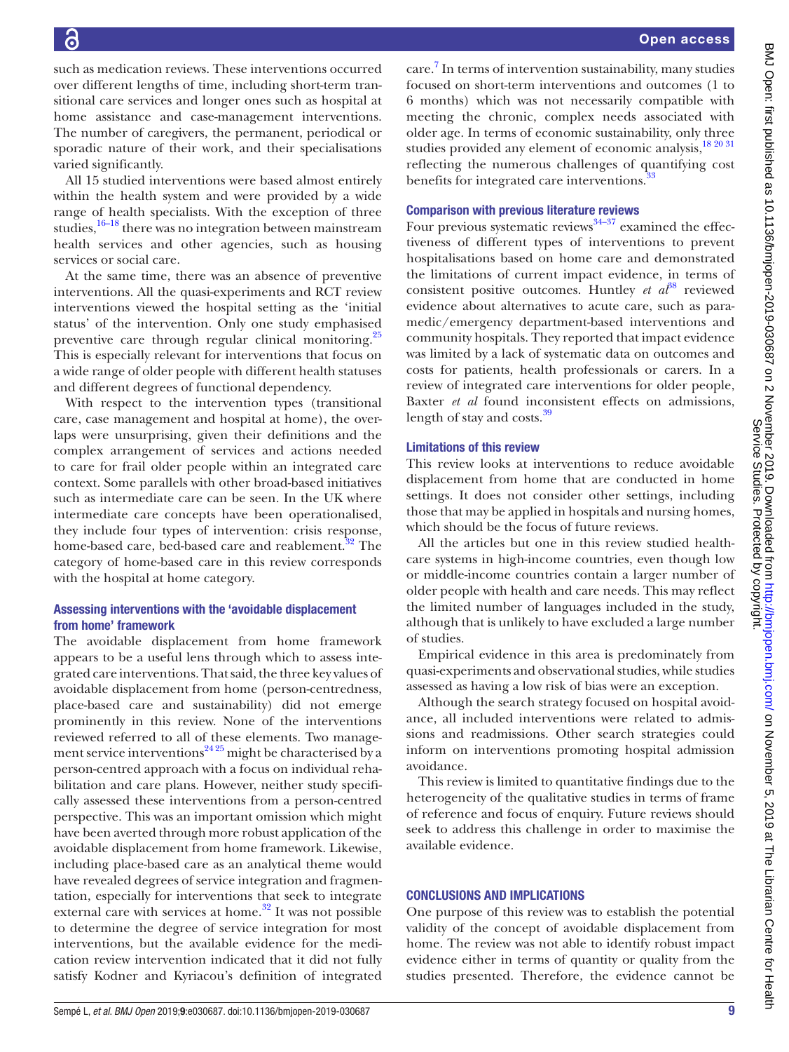such as medication reviews. These interventions occurred over different lengths of time, including short-term transitional care services and longer ones such as hospital at home assistance and case-management interventions. The number of caregivers, the permanent, periodical or sporadic nature of their work, and their specialisations varied significantly.

All 15 studied interventions were based almost entirely within the health system and were provided by a wide range of health specialists. With the exception of three studies,[16–18] there was no integration between mainstream health services and other agencies, such as housing services or social care.

At the same time, there was an absence of preventive interventions. All the quasi-experiments and RCT review interventions viewed the hospital setting as the 'initial status' of the intervention. Only one study emphasised preventive care through regular clinical monitoring.[25] This is especially relevant for interventions that focus on a wide range of older people with different health statuses and different degrees of functional dependency.

With respect to the intervention types (transitional care, case management and hospital at home), the overlaps were unsurprising, given their definitions and the complex arrangement of services and actions needed to care for frail older people within an integrated care context. Some parallels with other broad-based initiatives such as intermediate care can be seen. In the UK where intermediate care concepts have been operationalised, they include four types of intervention: crisis response, home-based care, bed-based care and reablement.[32] The category of home-based care in this review corresponds with the hospital at home category.

### Assessing interventions with the 'avoidable displacement from home' framework

The avoidable displacement from home framework appears to be a useful lens through which to assess integrated care interventions. That said, the three key values of avoidable displacement from home (person-centredness, place-based care and sustainability) did not emerge prominently in this review. None of the interventions reviewed referred to all of these elements. Two management service interventions[24 25] might be characterised by a person-centred approach with a focus on individual rehabilitation and care plans. However, neither study specifically assessed these interventions from a person-centred perspective. This was an important omission which might have been averted through more robust application of the avoidable displacement from home framework. Likewise, including place-based care as an analytical theme would have revealed degrees of service integration and fragmentation, especially for interventions that seek to integrate external care with services at home.[32] It was not possible to determine the degree of service integration for most interventions, but the available evidence for the medication review intervention indicated that it did not fully satisfy Kodner and Kyriacou's definition of integrated care.[7] In terms of intervention sustainability, many studies focused on short-term interventions and outcomes (1 to 6 months) which was not necessarily compatible with meeting the chronic, complex needs associated with older age. In terms of economic sustainability, only three studies provided any element of economic analysis,[18 20 31] reflecting the numerous challenges of quantifying cost benefits for integrated care interventions.[33]

### Comparison with previous literature reviews

Four previous systematic reviews[34–37] examined the effectiveness of different types of interventions to prevent hospitalisations based on home care and demonstrated the limitations of current impact evidence, in terms of consistent positive outcomes. Huntley *et al*[38] reviewed evidence about alternatives to acute care, such as paramedic/emergency department-based interventions and community hospitals. They reported that impact evidence was limited by a lack of systematic data on outcomes and costs for patients, health professionals or carers. In a review of integrated care interventions for older people, Baxter *et al* found inconsistent effects on admissions, length of stay and costs.[39]

### Limitations of this review

This review looks at interventions to reduce avoidable displacement from home that are conducted in home settings. It does not consider other settings, including those that may be applied in hospitals and nursing homes, which should be the focus of future reviews.

All the articles but one in this review studied healthcare systems in high-income countries, even though low or middle-income countries contain a larger number of older people with health and care needs. This may reflect the limited number of languages included in the study, although that is unlikely to have excluded a large number of studies.

Empirical evidence in this area is predominately from quasi-experiments and observational studies, while studies assessed as having a low risk of bias were an exception.

Although the search strategy focused on hospital avoidance, all included interventions were related to admissions and readmissions. Other search strategies could inform on interventions promoting hospital admission avoidance.

This review is limited to quantitative findings due to the heterogeneity of the qualitative studies in terms of frame of reference and focus of enquiry. Future reviews should seek to address this challenge in order to maximise the available evidence.

## CONCLUSIONS AND IMPLICATIONS

One purpose of this review was to establish the potential validity of the concept of avoidable displacement from home. The review was not able to identify robust impact evidence either in terms of quantity or quality from the studies presented. Therefore, the evidence cannot be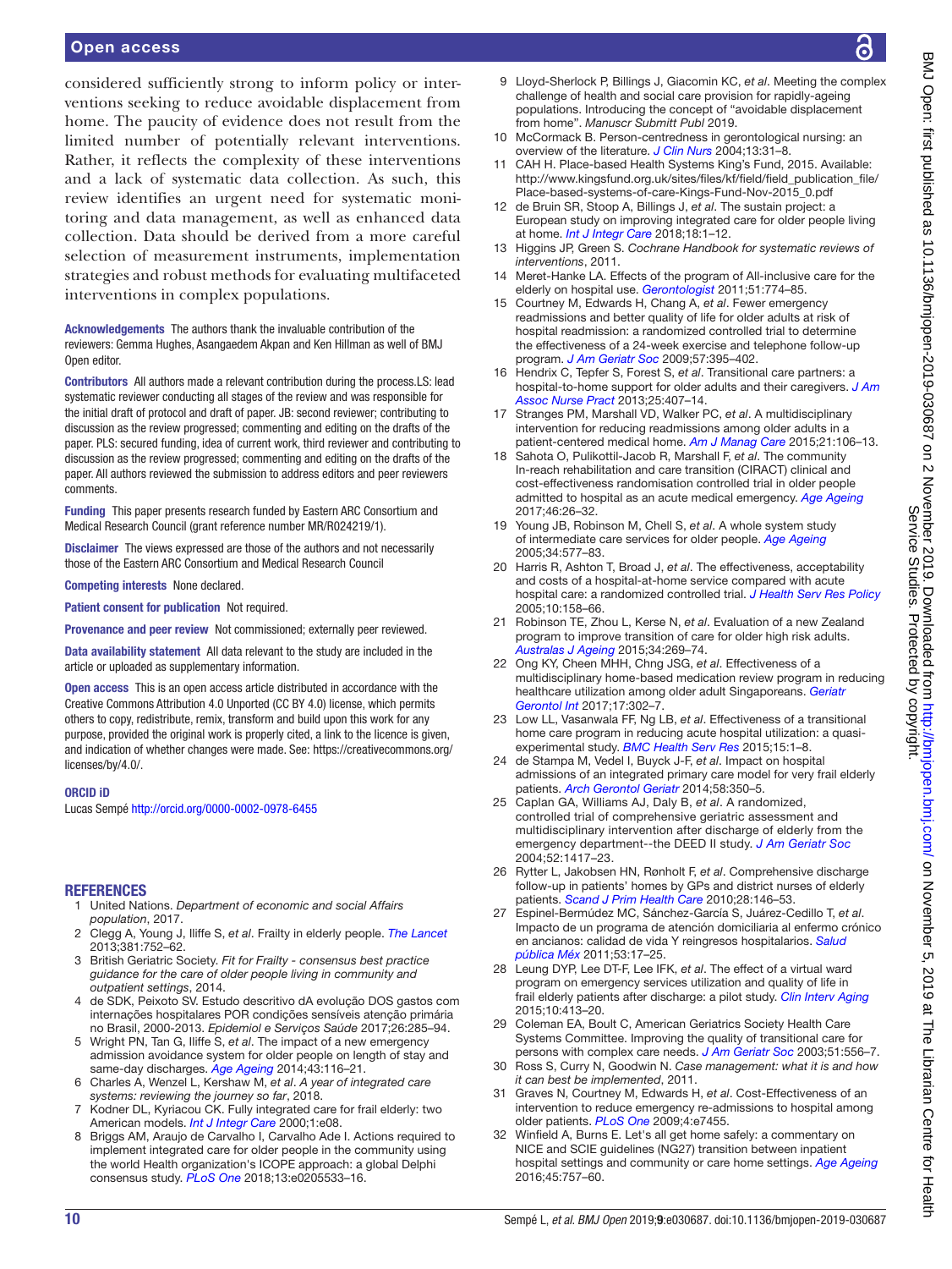considered sufficiently strong to inform policy or interventions seeking to reduce avoidable displacement from home. The paucity of evidence does not result from the limited number of potentially relevant interventions. Rather, it reflects the complexity of these interventions and a lack of systematic data collection. As such, this review identifies an urgent need for systematic monitoring and data management, as well as enhanced data collection. Data should be derived from a more careful selection of measurement instruments, implementation strategies and robust methods for evaluating multifaceted interventions in complex populations.

**Acknowledgements** The authors thank the invaluable contribution of the reviewers: Gemma Hughes, Asangaedem Akpan and Ken Hillman as well of BMJ Open editor.

**Contributors** All authors made a relevant contribution during the process.LS: lead systematic reviewer conducting all stages of the review and was responsible for the initial draft of protocol and draft of paper. JB: second reviewer; contributing to discussion as the review progressed; commenting and editing on the drafts of the paper. PLS: secured funding, idea of current work, third reviewer and contributing to discussion as the review progressed; commenting and editing on the drafts of the paper. All authors reviewed the submission to address editors and peer reviewers comments.

**Funding** This paper presents research funded by Eastern ARC Consortium and Medical Research Council (grant reference number MR/R024219/1).

**Disclaimer** The views expressed are those of the authors and not necessarily those of the Eastern ARC Consortium and Medical Research Council

**Competing interests** None declared.

**Patient consent for publication** Not required.

**Provenance and peer review** Not commissioned; externally peer reviewed.

**Data availability statement** All data relevant to the study are included in the article or uploaded as supplementary information.

**Open access** This is an open access article distributed in accordance with the Creative Commons Attribution 4.0 Unported (CC BY 4.0) license, which permits others to copy, redistribute, remix, transform and build upon this work for any purpose, provided the original work is properly cited, a link to the licence is given, and indication of whether changes were made. See: https://creativecommons.org/licenses/by/4.0/.

**ORCID iD**

Lucas Sempé http://orcid.org/0000-0002-0978-6455

## REFERENCES

1. United Nations. *Department of economic and social Affairs population*, 2017.
2. Clegg A, Young J, Iliffe S, *et al*. Frailty in elderly people. *The Lancet* 2013;381:752–62.
3. British Geriatric Society. *Fit for Frailty - consensus best practice guidance for the care of older people living in community and outpatient settings*, 2014.
4. de SDK, Peixoto SV. Estudo descritivo dA evolução DOS gastos com internações hospitalares POR condições sensíveis atenção primária no Brasil, 2000-2013. *Epidemiol e Serviços Saúde* 2017;26:285–94.
5. Wright PN, Tan G, Iliffe S, *et al*. The impact of a new emergency admission avoidance system for older people on length of stay and same-day discharges. *Age Ageing* 2014;43:116–21.
6. Charles A, Wenzel L, Kershaw M, *et al*. *A year of integrated care systems: reviewing the journey so far*, 2018.
7. Kodner DL, Kyriacou CK. Fully integrated care for frail elderly: two American models. *Int J Integr Care* 2000;1:e08.
8. Briggs AM, Araujo de Carvalho I, Carvalho Ade I. Actions required to implement integrated care for older people in the community using the world Health organization's ICOPE approach: a global Delphi consensus study. *PLoS One* 2018;13:e0205533–16.
9. Lloyd-Sherlock P, Billings J, Giacomin KC, *et al*. Meeting the complex challenge of health and social care provision for rapidly-ageing populations. Introducing the concept of "avoidable displacement from home". *Manuscr Submitt Publ* 2019.
10. McCormack B. Person-centredness in gerontological nursing: an overview of the literature. *J Clin Nurs* 2004;13:31–8.
11. CAH H. Place-based Health Systems King's Fund, 2015. Available: http://www.kingsfund.org.uk/sites/files/kf/field/field_publication_file/Place-based-systems-of-care-Kings-Fund-Nov-2015_0.pdf
12. de Bruin SR, Stoop A, Billings J, *et al*. The sustain project: a European study on improving integrated care for older people living at home. *Int J Integr Care* 2018;18:1–12.
13. Higgins JP, Green S. *Cochrane Handbook for systematic reviews of interventions*, 2011.
14. Meret-Hanke LA. Effects of the program of All-inclusive care for the elderly on hospital use. *Gerontologist* 2011;51:774–85.
15. Courtney M, Edwards H, Chang A, *et al*. Fewer emergency readmissions and better quality of life for older adults at risk of hospital readmission: a randomized controlled trial to determine the effectiveness of a 24-week exercise and telephone follow-up program. *J Am Geriatr Soc* 2009;57:395–402.
16. Hendrix C, Tepfer S, Forest S, *et al*. Transitional care partners: a hospital-to-home support for older adults and their caregivers. *J Am Assoc Nurse Pract* 2013;25:407–14.
17. Stranges PM, Marshall VD, Walker PC, *et al*. A multidisciplinary intervention for reducing readmissions among older adults in a patient-centered medical home. *Am J Manag Care* 2015;21:106–13.
18. Sahota O, Pulikottil-Jacob R, Marshall F, *et al*. The community In-reach rehabilitation and care transition (CIRACT) clinical and cost-effectiveness randomisation controlled trial in older people admitted to hospital as an acute medical emergency. *Age Ageing* 2017;46:26–32.
19. Young JB, Robinson M, Chell S, *et al*. A whole system study of intermediate care services for older people. *Age Ageing* 2005;34:577–83.
20. Harris R, Ashton T, Broad J, *et al*. The effectiveness, acceptability and costs of a hospital-at-home service compared with acute hospital care: a randomized controlled trial. *J Health Serv Res Policy* 2005;10:158–66.
21. Robinson TE, Zhou L, Kerse N, *et al*. Evaluation of a new Zealand program to improve transition of care for older high risk adults. *Australas J Ageing* 2015;34:269–74.
22. Ong KY, Cheen MHH, Chng JSG, *et al*. Effectiveness of a multidisciplinary home-based medication review program in reducing healthcare utilization among older adult Singaporeans. *Geriatr Gerontol Int* 2017;17:302–7.
23. Low LL, Vasanwala FF, Ng LB, *et al*. Effectiveness of a transitional home care program in reducing acute hospital utilization: a quasi-experimental study. *BMC Health Serv Res* 2015;15:1–8.
24. de Stampa M, Vedel I, Buyck J-F, *et al*. Impact on hospital admissions of an integrated primary care model for very frail elderly patients. *Arch Gerontol Geriatr* 2014;58:350–5.
25. Caplan GA, Williams AJ, Daly B, *et al*. A randomized, controlled trial of comprehensive geriatric assessment and multidisciplinary intervention after discharge of elderly from the emergency department--the DEED II study. *J Am Geriatr Soc* 2004;52:1417–23.
26. Rytter L, Jakobsen HN, Rønholt F, *et al*. Comprehensive discharge follow-up in patients' homes by GPs and district nurses of elderly patients. *Scand J Prim Health Care* 2010;28:146–53.
27. Espinel-Bermúdez MC, Sánchez-García S, Juárez-Cedillo T, *et al*. Impacto de un programa de atención domiciliaria al enfermo crónico en ancianos: calidad de vida Y reingresos hospitalarios. *Salud pública Méx* 2011;53:17–25.
28. Leung DYP, Lee DT-F, Lee IFK, *et al*. The effect of a virtual ward program on emergency services utilization and quality of life in frail elderly patients after discharge: a pilot study. *Clin Interv Aging* 2015;10:413–20.
29. Coleman EA, Boult C, American Geriatrics Society Health Care Systems Committee. Improving the quality of transitional care for persons with complex care needs. *J Am Geriatr Soc* 2003;51:556–7.
30. Ross S, Curry N, Goodwin N. *Case management: what it is and how it can best be implemented*, 2011.
31. Graves N, Courtney M, Edwards H, *et al*. Cost-Effectiveness of an intervention to reduce emergency re-admissions to hospital among older patients. *PLoS One* 2009;4:e7455.
32. Winfield A, Burns E. Let's all get home safely: a commentary on NICE and SCIE guidelines (NG27) transition between inpatient hospital settings and community or care home settings. *Age Ageing* 2016;45:757–60.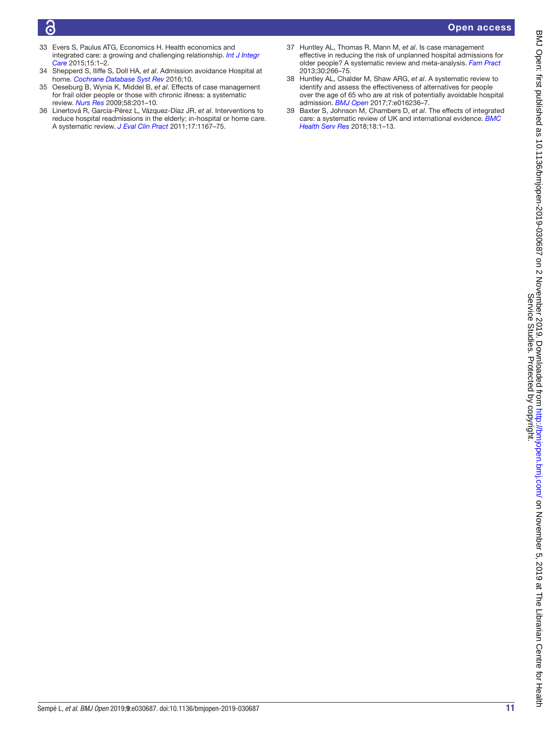33 Evers S, Paulus ATG, Economics H. Health economics and integrated care: a growing and challenging relationship. *Int J Integr Care* 2015;15:1–2.

34 Shepperd S, Iliffe S, Doll HA, *et al*. Admission avoidance Hospital at home. *Cochrane Database Syst Rev* 2016;10.

35 Oeseburg B, Wynia K, Middel B, *et al*. Effects of case management for frail older people or those with chronic illness: a systematic review. *Nurs Res* 2009;58:201–10.

36 Linertová R, García-Pérez L, Vázquez-Díaz JR, *et al*. Interventions to reduce hospital readmissions in the elderly: in-hospital or home care. A systematic review. *J Eval Clin Pract* 2011;17:1167–75.

37 Huntley AL, Thomas R, Mann M, *et al*. Is case management effective in reducing the risk of unplanned hospital admissions for older people? A systematic review and meta-analysis. *Fam Pract* 2013;30:266–75.

38 Huntley AL, Chalder M, Shaw ARG, *et al*. A systematic review to identify and assess the effectiveness of alternatives for people over the age of 65 who are at risk of potentially avoidable hospital admission. *BMJ Open* 2017;7:e016236–7.

39 Baxter S, Johnson M, Chambers D, *et al*. The effects of integrated care: a systematic review of UK and international evidence. *BMC Health Serv Res* 2018;18:1–13.